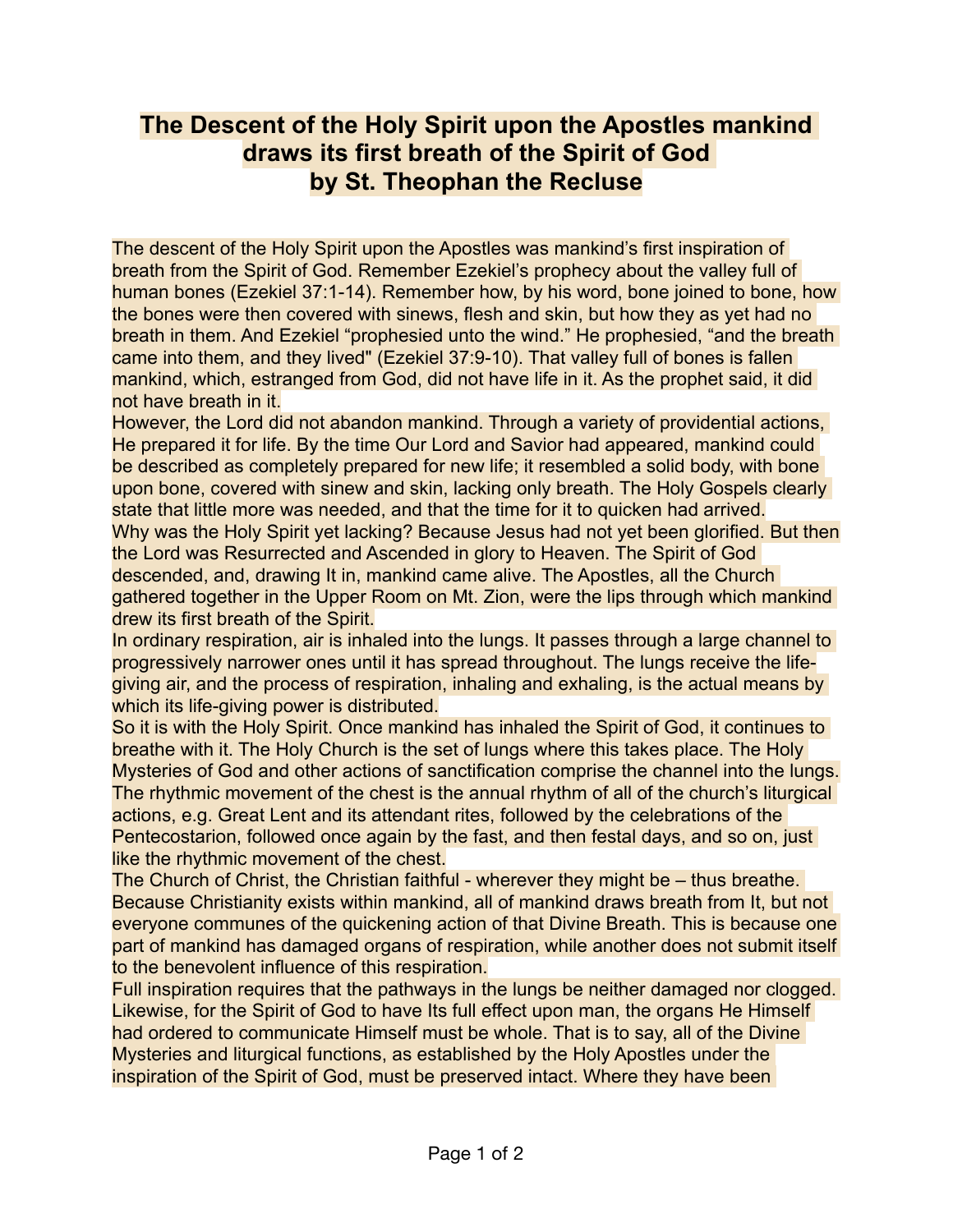# The Descent of the Holy Spirit upon the Apostles mankind draws its first breath of the Spirit of God
# by St. Theophan the Recluse

The descent of the Holy Spirit upon the Apostles was mankind's first inspiration of breath from the Spirit of God. Remember Ezekiel's prophecy about the valley full of human bones (Ezekiel 37:1-14). Remember how, by his word, bone joined to bone, how the bones were then covered with sinews, flesh and skin, but how they as yet had no breath in them. And Ezekiel "prophesied unto the wind." He prophesied, "and the breath came into them, and they lived" (Ezekiel 37:9-10). That valley full of bones is fallen mankind, which, estranged from God, did not have life in it. As the prophet said, it did not have breath in it.

However, the Lord did not abandon mankind. Through a variety of providential actions, He prepared it for life. By the time Our Lord and Savior had appeared, mankind could be described as completely prepared for new life; it resembled a solid body, with bone upon bone, covered with sinew and skin, lacking only breath. The Holy Gospels clearly state that little more was needed, and that the time for it to quicken had arrived.

Why was the Holy Spirit yet lacking? Because Jesus had not yet been glorified. But then the Lord was Resurrected and Ascended in glory to Heaven. The Spirit of God descended, and, drawing It in, mankind came alive. The Apostles, all the Church gathered together in the Upper Room on Mt. Zion, were the lips through which mankind drew its first breath of the Spirit.

In ordinary respiration, air is inhaled into the lungs. It passes through a large channel to progressively narrower ones until it has spread throughout. The lungs receive the life-giving air, and the process of respiration, inhaling and exhaling, is the actual means by which its life-giving power is distributed.

So it is with the Holy Spirit. Once mankind has inhaled the Spirit of God, it continues to breathe with it. The Holy Church is the set of lungs where this takes place. The Holy Mysteries of God and other actions of sanctification comprise the channel into the lungs. The rhythmic movement of the chest is the annual rhythm of all of the church's liturgical actions, e.g. Great Lent and its attendant rites, followed by the celebrations of the Pentecostarion, followed once again by the fast, and then festal days, and so on, just like the rhythmic movement of the chest.

The Church of Christ, the Christian faithful - wherever they might be – thus breathe. Because Christianity exists within mankind, all of mankind draws breath from It, but not everyone communes of the quickening action of that Divine Breath. This is because one part of mankind has damaged organs of respiration, while another does not submit itself to the benevolent influence of this respiration.

Full inspiration requires that the pathways in the lungs be neither damaged nor clogged. Likewise, for the Spirit of God to have Its full effect upon man, the organs He Himself had ordered to communicate Himself must be whole. That is to say, all of the Divine Mysteries and liturgical functions, as established by the Holy Apostles under the inspiration of the Spirit of God, must be preserved intact. Where they have been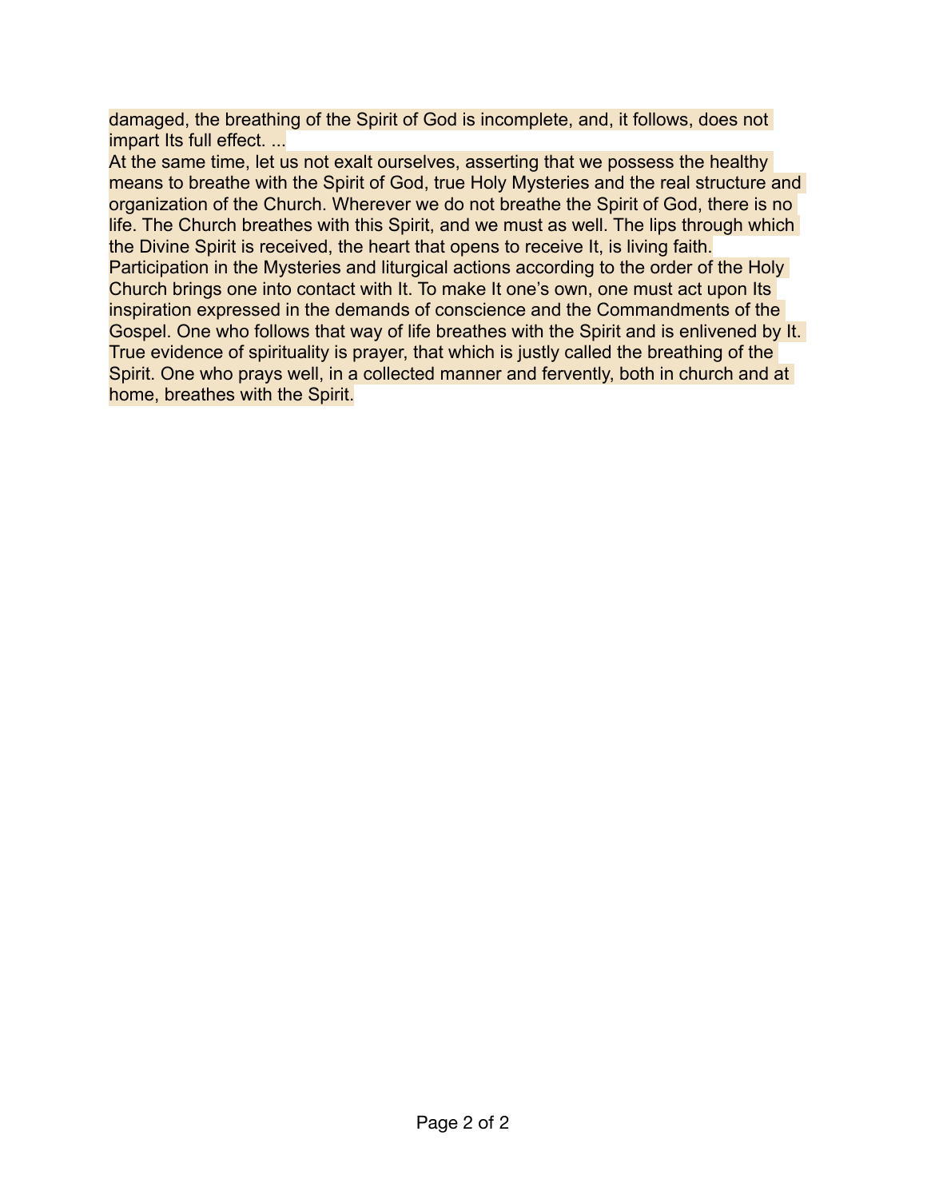damaged, the breathing of the Spirit of God is incomplete, and, it follows, does not impart Its full effect. ...

At the same time, let us not exalt ourselves, asserting that we possess the healthy means to breathe with the Spirit of God, true Holy Mysteries and the real structure and organization of the Church. Wherever we do not breathe the Spirit of God, there is no life. The Church breathes with this Spirit, and we must as well. The lips through which the Divine Spirit is received, the heart that opens to receive It, is living faith. Participation in the Mysteries and liturgical actions according to the order of the Holy Church brings one into contact with It. To make It one's own, one must act upon Its inspiration expressed in the demands of conscience and the Commandments of the Gospel. One who follows that way of life breathes with the Spirit and is enlivened by It. True evidence of spirituality is prayer, that which is justly called the breathing of the Spirit. One who prays well, in a collected manner and fervently, both in church and at home, breathes with the Spirit.